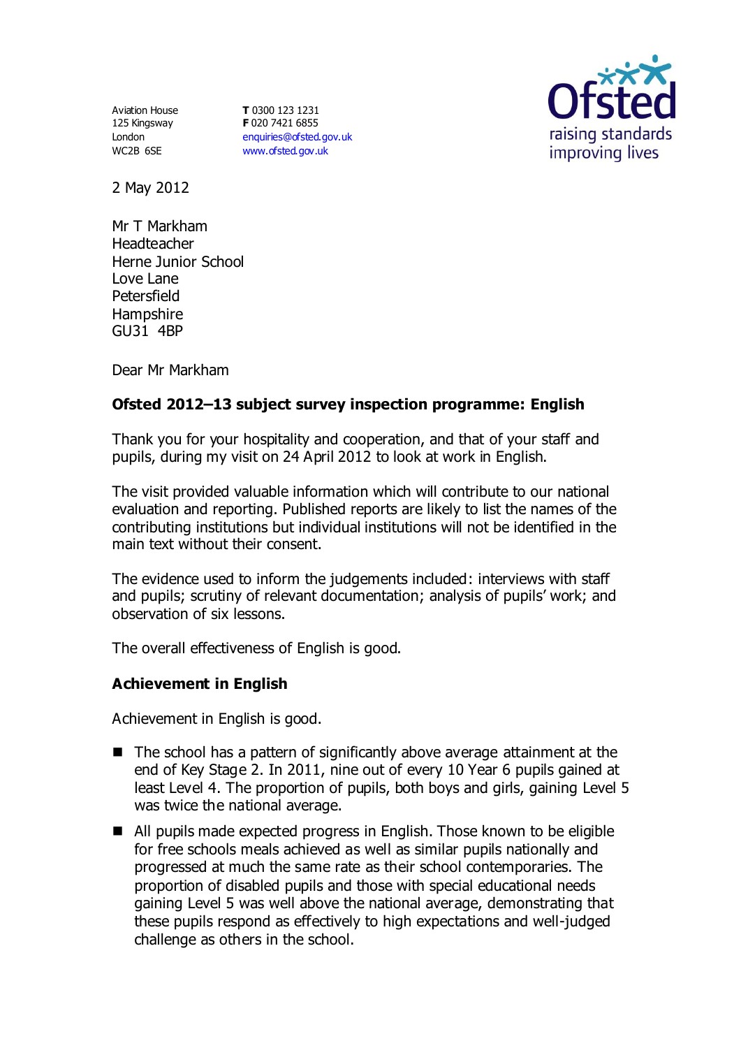Aviation House
125 Kingsway
London
WC2B 6SE

**T** 0300 123 1231
**F** 020 7421 6855
enquiries@ofsted.gov.uk
www.ofsted.gov.uk

Ofsted
raising standards
improving lives

2 May 2012

Mr T Markham
Headteacher
Herne Junior School
Love Lane
Petersfield
Hampshire
GU31 4BP

Dear Mr Markham

**Ofsted 2012–13 subject survey inspection programme: English**

Thank you for your hospitality and cooperation, and that of your staff and pupils, during my visit on 24 April 2012 to look at work in English.

The visit provided valuable information which will contribute to our national evaluation and reporting. Published reports are likely to list the names of the contributing institutions but individual institutions will not be identified in the main text without their consent.

The evidence used to inform the judgements included: interviews with staff and pupils; scrutiny of relevant documentation; analysis of pupils' work; and observation of six lessons.

The overall effectiveness of English is good.

## Achievement in English

Achievement in English is good.

- The school has a pattern of significantly above average attainment at the end of Key Stage 2. In 2011, nine out of every 10 Year 6 pupils gained at least Level 4. The proportion of pupils, both boys and girls, gaining Level 5 was twice the national average.
- All pupils made expected progress in English. Those known to be eligible for free schools meals achieved as well as similar pupils nationally and progressed at much the same rate as their school contemporaries. The proportion of disabled pupils and those with special educational needs gaining Level 5 was well above the national average, demonstrating that these pupils respond as effectively to high expectations and well-judged challenge as others in the school.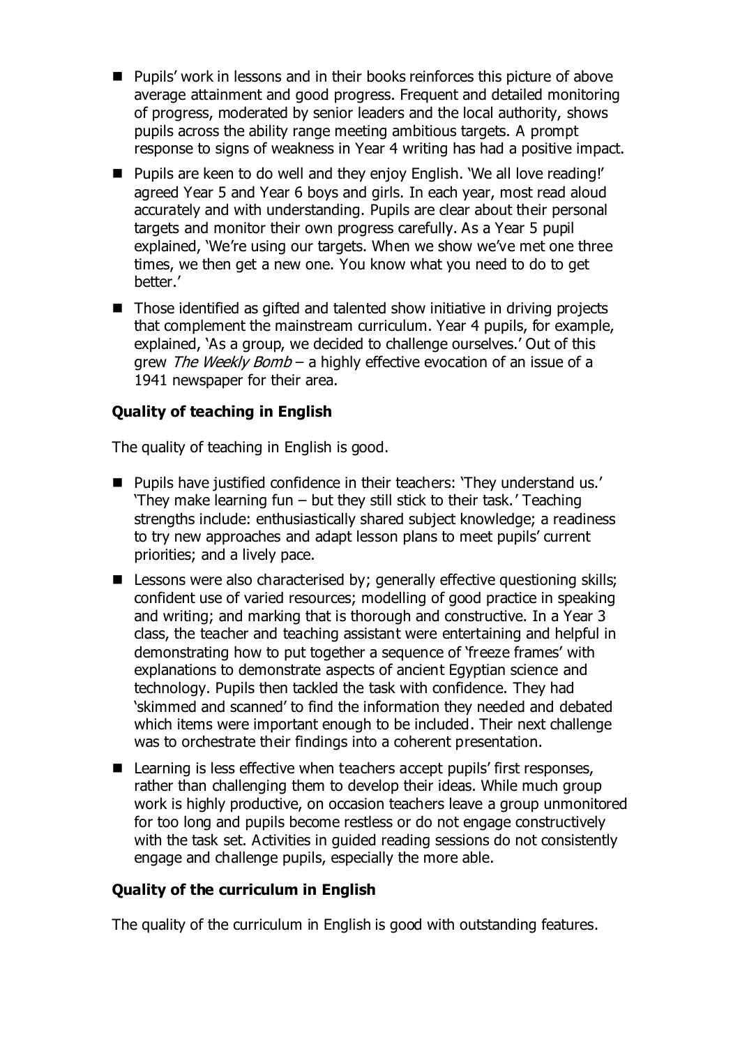- Pupils' work in lessons and in their books reinforces this picture of above average attainment and good progress. Frequent and detailed monitoring of progress, moderated by senior leaders and the local authority, shows pupils across the ability range meeting ambitious targets. A prompt response to signs of weakness in Year 4 writing has had a positive impact.
- Pupils are keen to do well and they enjoy English. 'We all love reading!' agreed Year 5 and Year 6 boys and girls. In each year, most read aloud accurately and with understanding. Pupils are clear about their personal targets and monitor their own progress carefully. As a Year 5 pupil explained, 'We're using our targets. When we show we've met one three times, we then get a new one. You know what you need to do to get better.'
- Those identified as gifted and talented show initiative in driving projects that complement the mainstream curriculum. Year 4 pupils, for example, explained, 'As a group, we decided to challenge ourselves.' Out of this grew *The Weekly Bomb* – a highly effective evocation of an issue of a 1941 newspaper for their area.

### Quality of teaching in English

The quality of teaching in English is good.

- Pupils have justified confidence in their teachers: 'They understand us.' 'They make learning fun – but they still stick to their task.' Teaching strengths include: enthusiastically shared subject knowledge; a readiness to try new approaches and adapt lesson plans to meet pupils' current priorities; and a lively pace.
- Lessons were also characterised by; generally effective questioning skills; confident use of varied resources; modelling of good practice in speaking and writing; and marking that is thorough and constructive. In a Year 3 class, the teacher and teaching assistant were entertaining and helpful in demonstrating how to put together a sequence of 'freeze frames' with explanations to demonstrate aspects of ancient Egyptian science and technology. Pupils then tackled the task with confidence. They had 'skimmed and scanned' to find the information they needed and debated which items were important enough to be included. Their next challenge was to orchestrate their findings into a coherent presentation.
- Learning is less effective when teachers accept pupils' first responses, rather than challenging them to develop their ideas. While much group work is highly productive, on occasion teachers leave a group unmonitored for too long and pupils become restless or do not engage constructively with the task set. Activities in guided reading sessions do not consistently engage and challenge pupils, especially the more able.

### Quality of the curriculum in English

The quality of the curriculum in English is good with outstanding features.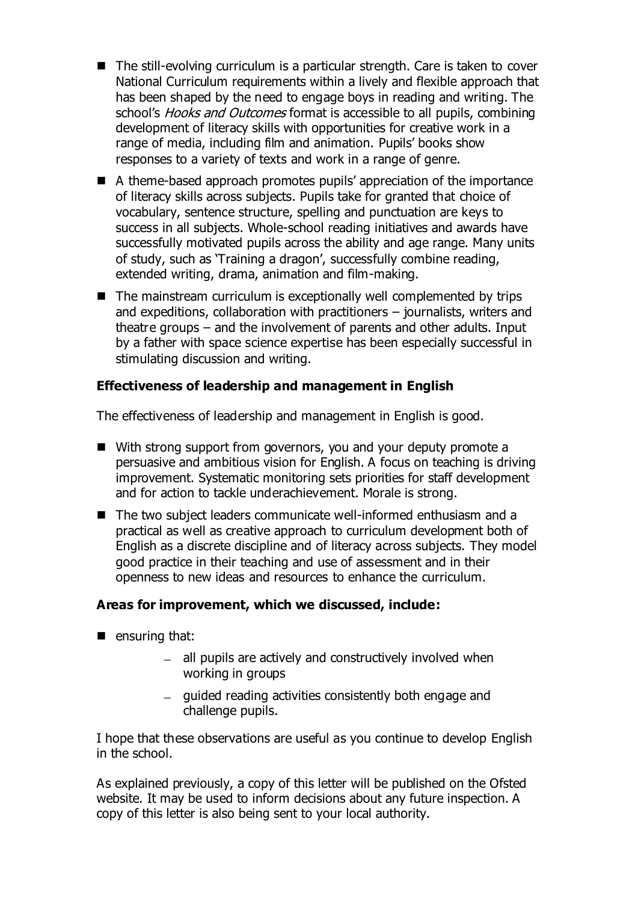- The still-evolving curriculum is a particular strength. Care is taken to cover National Curriculum requirements within a lively and flexible approach that has been shaped by the need to engage boys in reading and writing. The school's *Hooks and Outcomes* format is accessible to all pupils, combining development of literacy skills with opportunities for creative work in a range of media, including film and animation. Pupils' books show responses to a variety of texts and work in a range of genre.
- A theme-based approach promotes pupils' appreciation of the importance of literacy skills across subjects. Pupils take for granted that choice of vocabulary, sentence structure, spelling and punctuation are keys to success in all subjects. Whole-school reading initiatives and awards have successfully motivated pupils across the ability and age range. Many units of study, such as 'Training a dragon', successfully combine reading, extended writing, drama, animation and film-making.
- The mainstream curriculum is exceptionally well complemented by trips and expeditions, collaboration with practitioners – journalists, writers and theatre groups – and the involvement of parents and other adults. Input by a father with space science expertise has been especially successful in stimulating discussion and writing.

**Effectiveness of leadership and management in English**

The effectiveness of leadership and management in English is good.

- With strong support from governors, you and your deputy promote a persuasive and ambitious vision for English. A focus on teaching is driving improvement. Systematic monitoring sets priorities for staff development and for action to tackle underachievement. Morale is strong.
- The two subject leaders communicate well-informed enthusiasm and a practical as well as creative approach to curriculum development both of English as a discrete discipline and of literacy across subjects. They model good practice in their teaching and use of assessment and in their openness to new ideas and resources to enhance the curriculum.

**Areas for improvement, which we discussed, include:**

- ensuring that:
  - all pupils are actively and constructively involved when working in groups
  - guided reading activities consistently both engage and challenge pupils.

I hope that these observations are useful as you continue to develop English in the school.

As explained previously, a copy of this letter will be published on the Ofsted website. It may be used to inform decisions about any future inspection. A copy of this letter is also being sent to your local authority.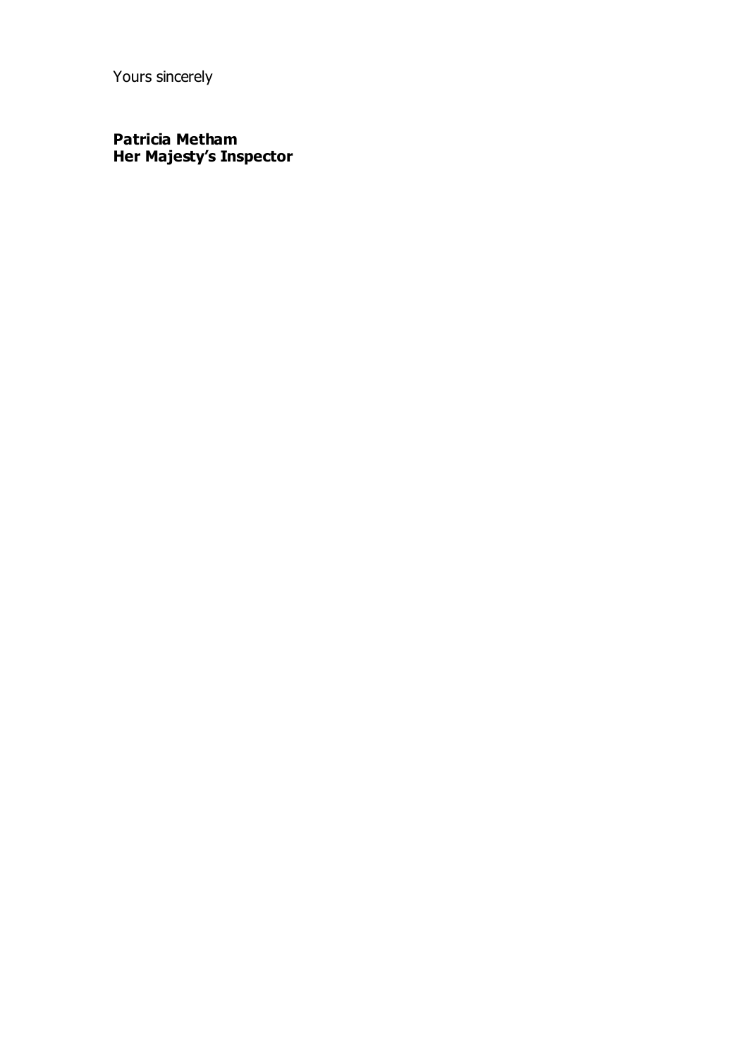Yours sincerely

**Patricia Metham**
**Her Majesty's Inspector**